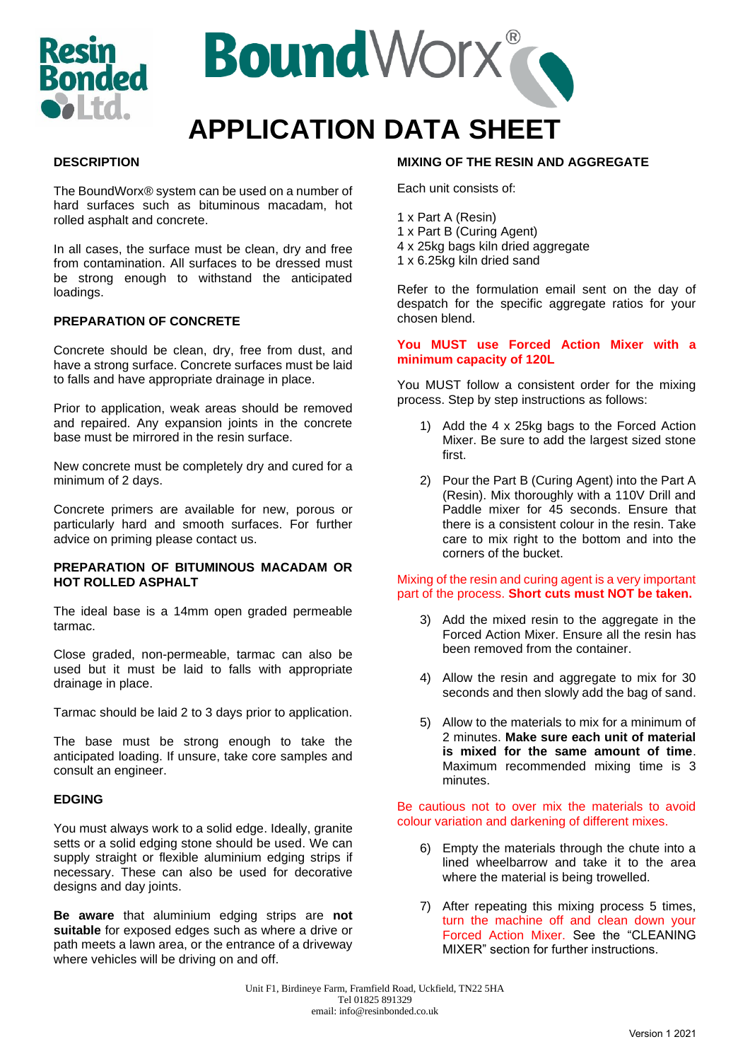# APPLICATION DATA SHEET

## DESCRIPTION

The BoundWorx® system can be used on a number of hard surfaces such as bituminous macadam, hot rolled asphalt and concrete.

In all cases, the surface must be clean, dry and free from contamination. All surfaces to be dressed must be strong enough to withstand the anticipated loadings.

## PREPARATION OF CONCRETE

Concrete should be clean, dry, free from dust, and have a strong surface. Concrete surfaces must be laid to falls and have appropriate drainage in place.

Prior to application, weak areas should be removed and repaired. Any expansion joints in the concrete base must be mirrored in the resin surface.

New concrete must be completely dry and cured for a minimum of 2 days.

Concrete primers are available for new, porous or particularly hard and smooth surfaces. For further advice on priming please contact us.

## PREPARATION OF BITUMINOUS MACADAM OR HOT ROLLED ASPHALT

The ideal base is a 14mm open graded permeable tarmac.

Close graded, non-permeable, tarmac can also be used but it must be laid to falls with appropriate drainage in place.

Tarmac should be laid 2 to 3 days prior to application.

The base must be strong enough to take the anticipated loading. If unsure, take core samples and consult an engineer.

## EDGING

You must always work to a solid edge. Ideally, granite setts or a solid edging stone should be used. We can supply straight or flexible aluminium edging strips if necessary. These can also be used for decorative designs and day joints.

**Be aware** that aluminium edging strips are **not suitable** for exposed edges such as where a drive or path meets a lawn area, or the entrance of a driveway where vehicles will be driving on and off.

## MIXING OF THE RESIN AND AGGREGATE

Each unit consists of:

1 x Part A (Resin)
1 x Part B (Curing Agent)
4 x 25kg bags kiln dried aggregate
1 x 6.25kg kiln dried sand

Refer to the formulation email sent on the day of despatch for the specific aggregate ratios for your chosen blend.

**You MUST use Forced Action Mixer with a minimum capacity of 120L**

You MUST follow a consistent order for the mixing process. Step by step instructions as follows:

1) Add the 4 x 25kg bags to the Forced Action Mixer. Be sure to add the largest sized stone first.

2) Pour the Part B (Curing Agent) into the Part A (Resin). Mix thoroughly with a 110V Drill and Paddle mixer for 45 seconds. Ensure that there is a consistent colour in the resin. Take care to mix right to the bottom and into the corners of the bucket.

Mixing of the resin and curing agent is a very important part of the process. **Short cuts must NOT be taken.**

3) Add the mixed resin to the aggregate in the Forced Action Mixer. Ensure all the resin has been removed from the container.

4) Allow the resin and aggregate to mix for 30 seconds and then slowly add the bag of sand.

5) Allow to the materials to mix for a minimum of 2 minutes. **Make sure each unit of material is mixed for the same amount of time**. Maximum recommended mixing time is 3 minutes.

Be cautious not to over mix the materials to avoid colour variation and darkening of different mixes.

6) Empty the materials through the chute into a lined wheelbarrow and take it to the area where the material is being trowelled.

7) After repeating this mixing process 5 times, turn the machine off and clean down your Forced Action Mixer. See the "CLEANING MIXER" section for further instructions.

Unit F1, Birdineye Farm, Framfield Road, Uckfield, TN22 5HA
Tel 01825 891329
email: info@resinbonded.co.uk

Version 1 2021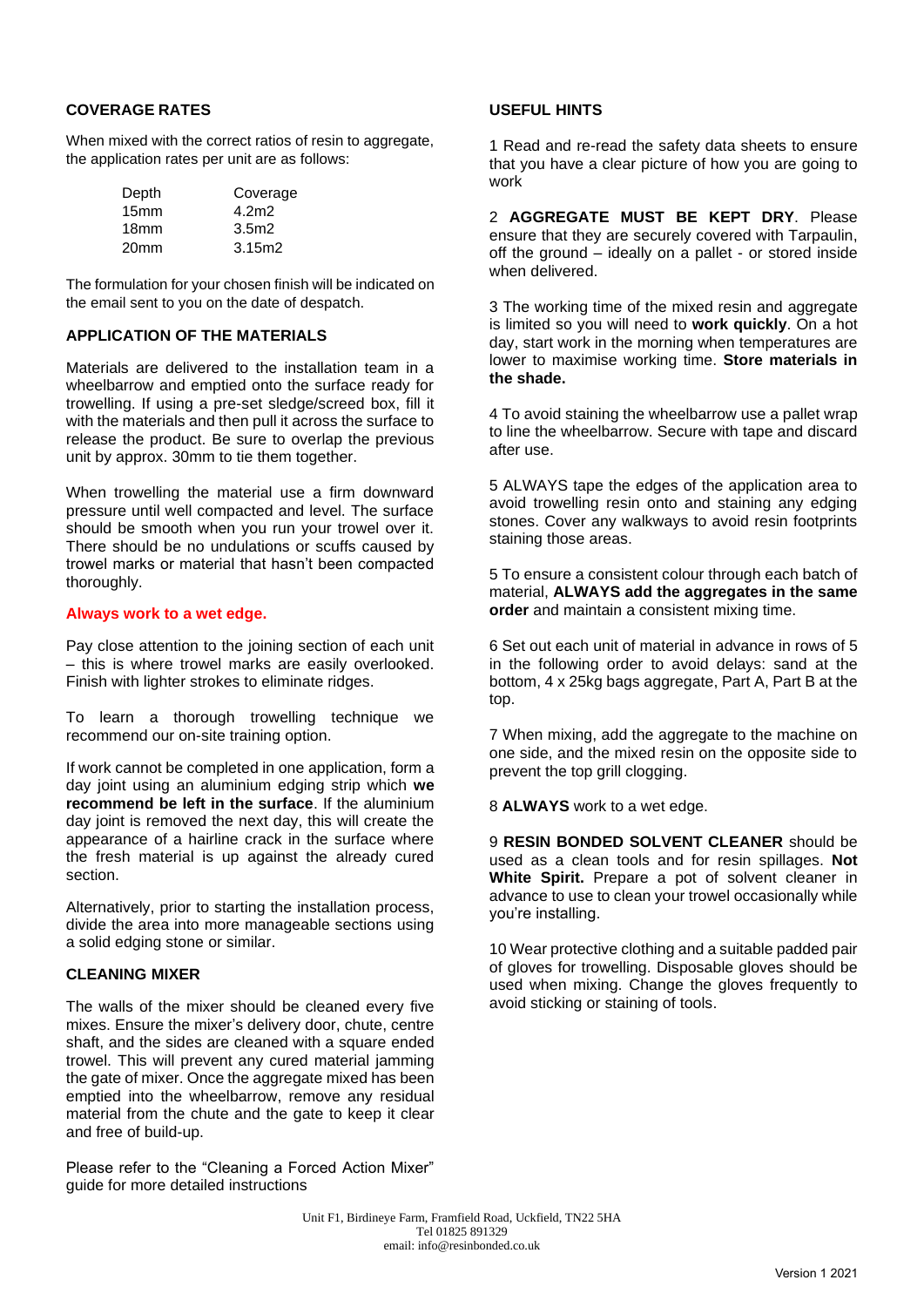## COVERAGE RATES

When mixed with the correct ratios of resin to aggregate, the application rates per unit are as follows:

| Depth | Coverage |
|---|---|
| 15mm | 4.2m2 |
| 18mm | 3.5m2 |
| 20mm | 3.15m2 |

The formulation for your chosen finish will be indicated on the email sent to you on the date of despatch.

## APPLICATION OF THE MATERIALS

Materials are delivered to the installation team in a wheelbarrow and emptied onto the surface ready for trowelling. If using a pre-set sledge/screed box, fill it with the materials and then pull it across the surface to release the product. Be sure to overlap the previous unit by approx. 30mm to tie them together.

When trowelling the material use a firm downward pressure until well compacted and level. The surface should be smooth when you run your trowel over it. There should be no undulations or scuffs caused by trowel marks or material that hasn't been compacted thoroughly.

**Always work to a wet edge.**

Pay close attention to the joining section of each unit – this is where trowel marks are easily overlooked. Finish with lighter strokes to eliminate ridges.

To learn a thorough trowelling technique we recommend our on-site training option.

If work cannot be completed in one application, form a day joint using an aluminium edging strip which **we recommend be left in the surface**. If the aluminium day joint is removed the next day, this will create the appearance of a hairline crack in the surface where the fresh material is up against the already cured section.

Alternatively, prior to starting the installation process, divide the area into more manageable sections using a solid edging stone or similar.

## CLEANING MIXER

The walls of the mixer should be cleaned every five mixes. Ensure the mixer's delivery door, chute, centre shaft, and the sides are cleaned with a square ended trowel. This will prevent any cured material jamming the gate of mixer. Once the aggregate mixed has been emptied into the wheelbarrow, remove any residual material from the chute and the gate to keep it clear and free of build-up.

Please refer to the "Cleaning a Forced Action Mixer" guide for more detailed instructions

## USEFUL HINTS

1 Read and re-read the safety data sheets to ensure that you have a clear picture of how you are going to work

2 **AGGREGATE MUST BE KEPT DRY**. Please ensure that they are securely covered with Tarpaulin, off the ground – ideally on a pallet - or stored inside when delivered.

3 The working time of the mixed resin and aggregate is limited so you will need to **work quickly**. On a hot day, start work in the morning when temperatures are lower to maximise working time. **Store materials in the shade.**

4 To avoid staining the wheelbarrow use a pallet wrap to line the wheelbarrow. Secure with tape and discard after use.

5 ALWAYS tape the edges of the application area to avoid trowelling resin onto and staining any edging stones. Cover any walkways to avoid resin footprints staining those areas.

5 To ensure a consistent colour through each batch of material, **ALWAYS add the aggregates in the same order** and maintain a consistent mixing time.

6 Set out each unit of material in advance in rows of 5 in the following order to avoid delays: sand at the bottom, 4 x 25kg bags aggregate, Part A, Part B at the top.

7 When mixing, add the aggregate to the machine on one side, and the mixed resin on the opposite side to prevent the top grill clogging.

8 **ALWAYS** work to a wet edge.

9 **RESIN BONDED SOLVENT CLEANER** should be used as a clean tools and for resin spillages. **Not White Spirit.** Prepare a pot of solvent cleaner in advance to use to clean your trowel occasionally while you're installing.

10 Wear protective clothing and a suitable padded pair of gloves for trowelling. Disposable gloves should be used when mixing. Change the gloves frequently to avoid sticking or staining of tools.

Unit F1, Birdineye Farm, Framfield Road, Uckfield, TN22 5HA
Tel 01825 891329
email: info@resinbonded.co.uk

Version 1 2021